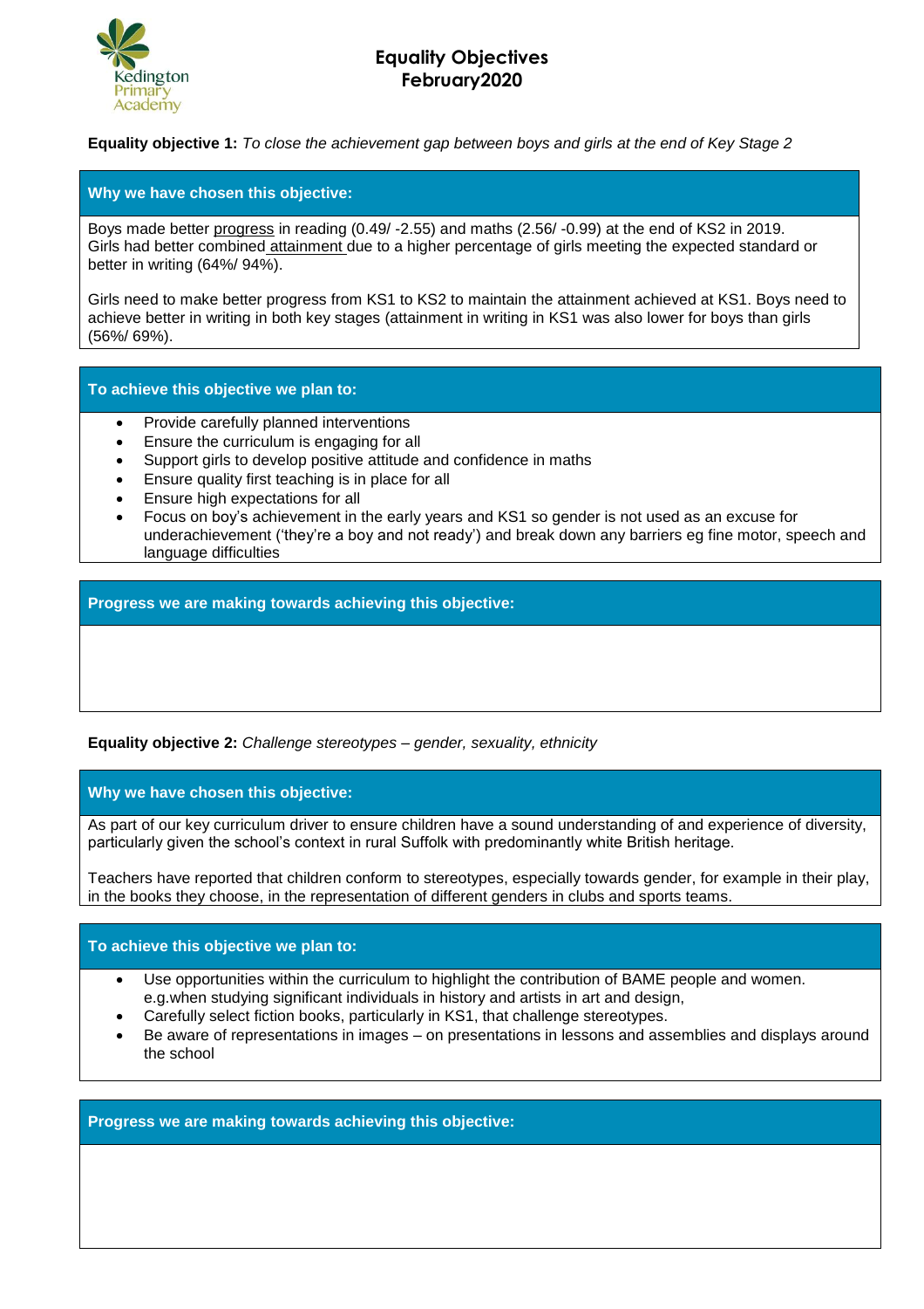# Equality Objectives
# February2020

**Equality objective 1:** *To close the achievement gap between boys and girls at the end of Key Stage 2*

### Why we have chosen this objective:

Boys made better progress in reading (0.49/ -2.55) and maths (2.56/ -0.99) at the end of KS2 in 2019. Girls had better combined attainment due to a higher percentage of girls meeting the expected standard or better in writing (64%/ 94%).

Girls need to make better progress from KS1 to KS2 to maintain the attainment achieved at KS1. Boys need to achieve better in writing in both key stages (attainment in writing in KS1 was also lower for boys than girls (56%/ 69%).

### To achieve this objective we plan to:

- Provide carefully planned interventions
- Ensure the curriculum is engaging for all
- Support girls to develop positive attitude and confidence in maths
- Ensure quality first teaching is in place for all
- Ensure high expectations for all
- Focus on boy's achievement in the early years and KS1 so gender is not used as an excuse for underachievement ('they're a boy and not ready') and break down any barriers eg fine motor, speech and language difficulties

### Progress we are making towards achieving this objective:

**Equality objective 2:** *Challenge stereotypes – gender, sexuality, ethnicity*

### Why we have chosen this objective:

As part of our key curriculum driver to ensure children have a sound understanding of and experience of diversity, particularly given the school's context in rural Suffolk with predominantly white British heritage.

Teachers have reported that children conform to stereotypes, especially towards gender, for example in their play, in the books they choose, in the representation of different genders in clubs and sports teams.

### To achieve this objective we plan to:

- Use opportunities within the curriculum to highlight the contribution of BAME people and women. e.g.when studying significant individuals in history and artists in art and design,
- Carefully select fiction books, particularly in KS1, that challenge stereotypes.
- Be aware of representations in images – on presentations in lessons and assemblies and displays around the school

### Progress we are making towards achieving this objective: